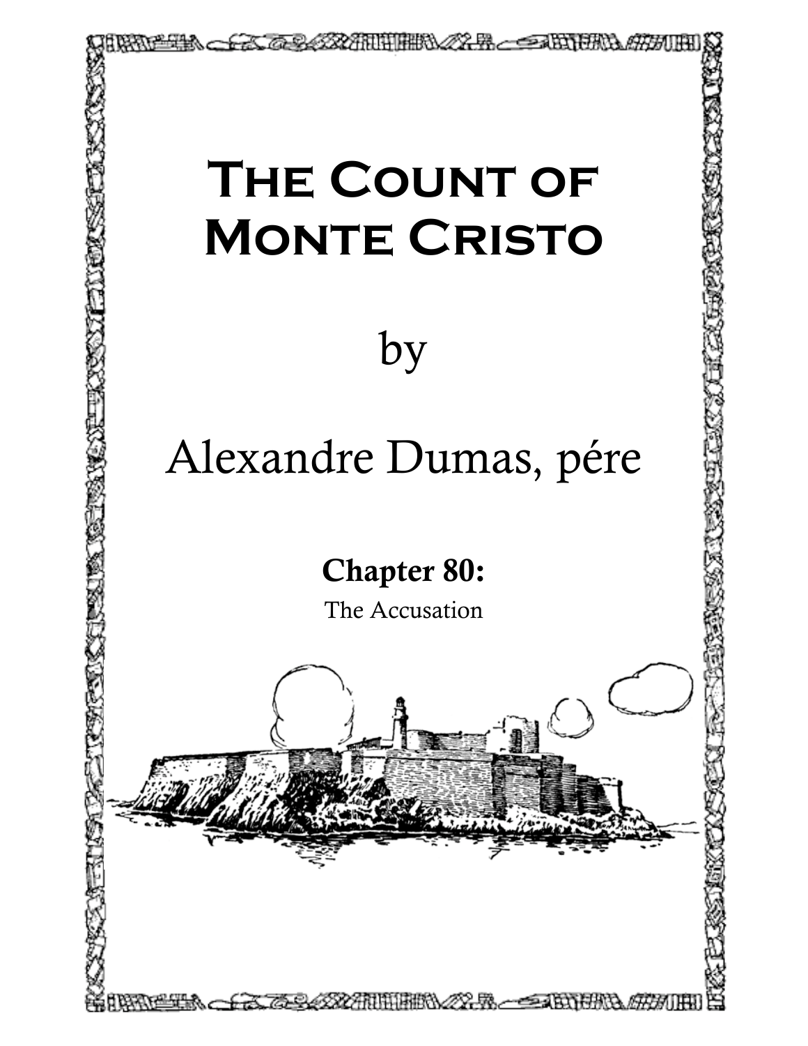# The Count of Monte Cristo

by

Alexandre Dumas, pére

**Chapter 80:**

The Accusation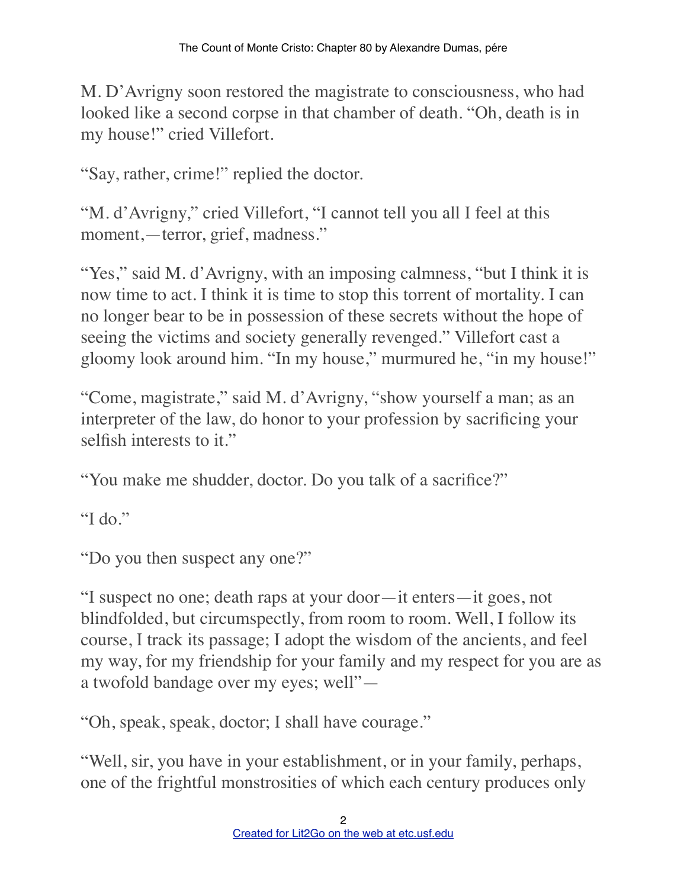M. D'Avrigny soon restored the magistrate to consciousness, who had looked like a second corpse in that chamber of death. "Oh, death is in my house!" cried Villefort.

"Say, rather, crime!" replied the doctor.

"M. d'Avrigny," cried Villefort, "I cannot tell you all I feel at this moment,—terror, grief, madness."

"Yes," said M. d'Avrigny, with an imposing calmness, "but I think it is now time to act. I think it is time to stop this torrent of mortality. I can no longer bear to be in possession of these secrets without the hope of seeing the victims and society generally revenged." Villefort cast a gloomy look around him. "In my house," murmured he, "in my house!"

"Come, magistrate," said M. d'Avrigny, "show yourself a man; as an interpreter of the law, do honor to your profession by sacrificing your selfish interests to it."

"You make me shudder, doctor. Do you talk of a sacrifice?"

"I do."

"Do you then suspect any one?"

"I suspect no one; death raps at your door—it enters—it goes, not blindfolded, but circumspectly, from room to room. Well, I follow its course, I track its passage; I adopt the wisdom of the ancients, and feel my way, for my friendship for your family and my respect for you are as a twofold bandage over my eyes; well"—

"Oh, speak, speak, doctor; I shall have courage."

"Well, sir, you have in your establishment, or in your family, perhaps, one of the frightful monstrosities of which each century produces only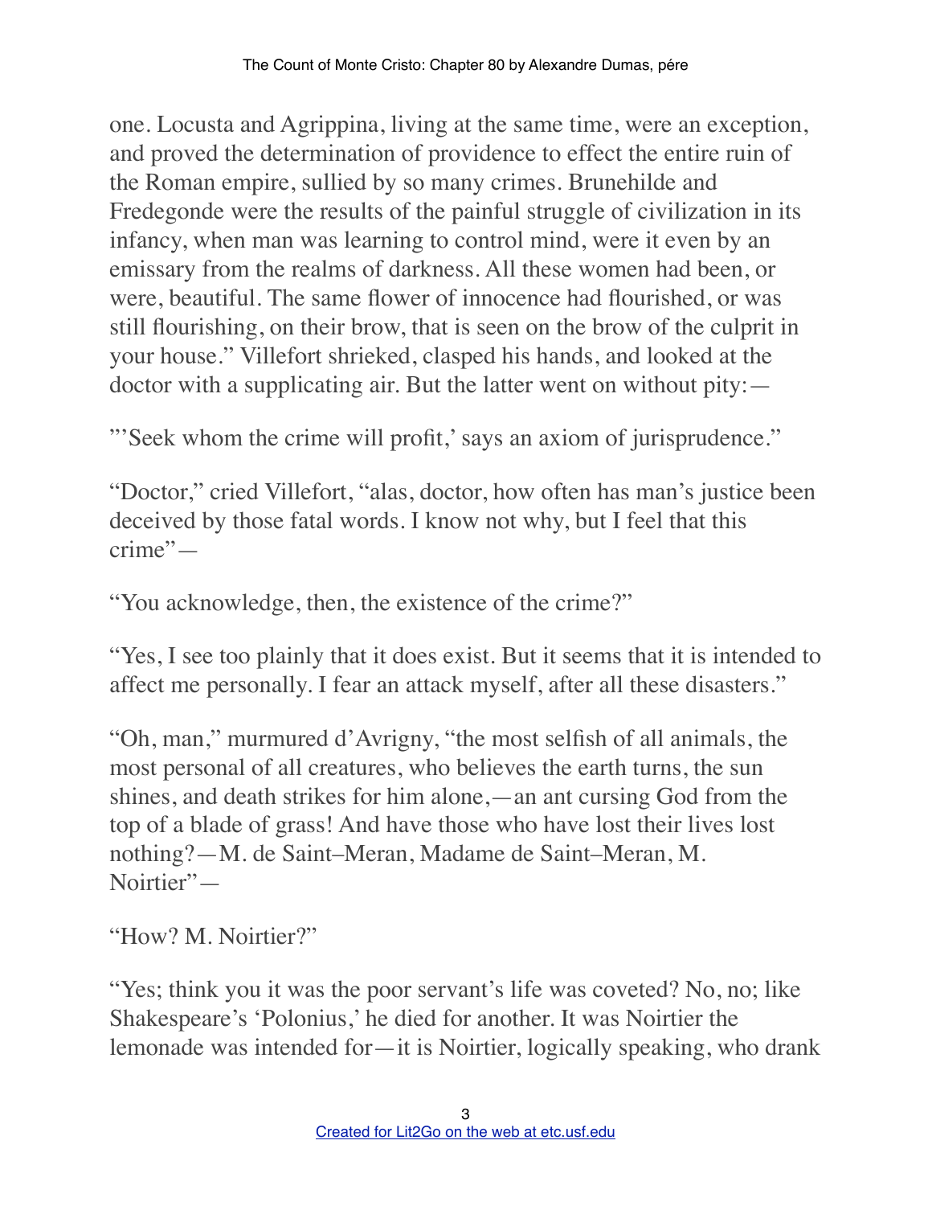one. Locusta and Agrippina, living at the same time, were an exception, and proved the determination of providence to effect the entire ruin of the Roman empire, sullied by so many crimes. Brunehilde and Fredegonde were the results of the painful struggle of civilization in its infancy, when man was learning to control mind, were it even by an emissary from the realms of darkness. All these women had been, or were, beautiful. The same flower of innocence had flourished, or was still flourishing, on their brow, that is seen on the brow of the culprit in your house." Villefort shrieked, clasped his hands, and looked at the doctor with a supplicating air. But the latter went on without pity:—

"'Seek whom the crime will profit,' says an axiom of jurisprudence."

"Doctor," cried Villefort, "alas, doctor, how often has man's justice been deceived by those fatal words. I know not why, but I feel that this crime"—

"You acknowledge, then, the existence of the crime?"

"Yes, I see too plainly that it does exist. But it seems that it is intended to affect me personally. I fear an attack myself, after all these disasters."

"Oh, man," murmured d'Avrigny, "the most selfish of all animals, the most personal of all creatures, who believes the earth turns, the sun shines, and death strikes for him alone,—an ant cursing God from the top of a blade of grass! And have those who have lost their lives lost nothing?—M. de Saint–Meran, Madame de Saint–Meran, M. Noirtier"—

"How? M. Noirtier?"

"Yes; think you it was the poor servant's life was coveted? No, no; like Shakespeare's 'Polonius,' he died for another. It was Noirtier the lemonade was intended for—it is Noirtier, logically speaking, who drank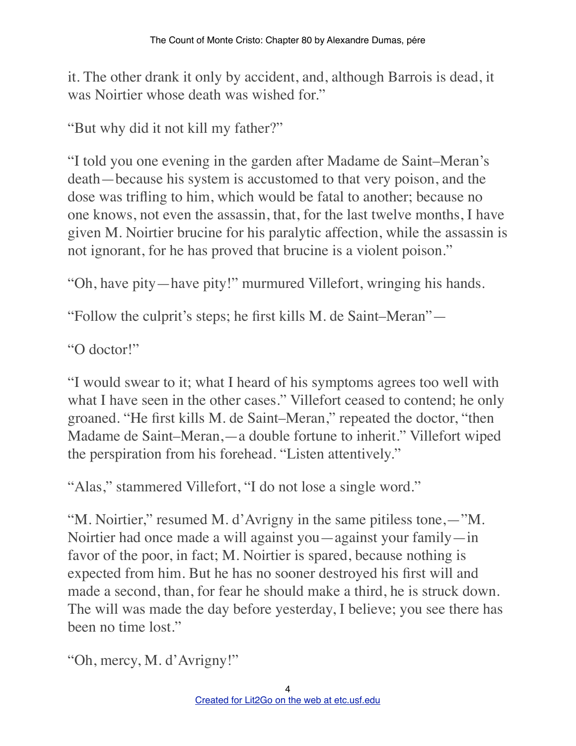it. The other drank it only by accident, and, although Barrois is dead, it was Noirtier whose death was wished for."

"But why did it not kill my father?"

"I told you one evening in the garden after Madame de Saint–Meran's death—because his system is accustomed to that very poison, and the dose was trifling to him, which would be fatal to another; because no one knows, not even the assassin, that, for the last twelve months, I have given M. Noirtier brucine for his paralytic affection, while the assassin is not ignorant, for he has proved that brucine is a violent poison."

"Oh, have pity—have pity!" murmured Villefort, wringing his hands.

"Follow the culprit's steps; he first kills M. de Saint–Meran"—

"O doctor!"

"I would swear to it; what I heard of his symptoms agrees too well with what I have seen in the other cases." Villefort ceased to contend; he only groaned. "He first kills M. de Saint–Meran," repeated the doctor, "then Madame de Saint–Meran,—a double fortune to inherit." Villefort wiped the perspiration from his forehead. "Listen attentively."

"Alas," stammered Villefort, "I do not lose a single word."

"M. Noirtier," resumed M. d'Avrigny in the same pitiless tone,—"M. Noirtier had once made a will against you—against your family—in favor of the poor, in fact; M. Noirtier is spared, because nothing is expected from him. But he has no sooner destroyed his first will and made a second, than, for fear he should make a third, he is struck down. The will was made the day before yesterday, I believe; you see there has been no time lost."

"Oh, mercy, M. d'Avrigny!"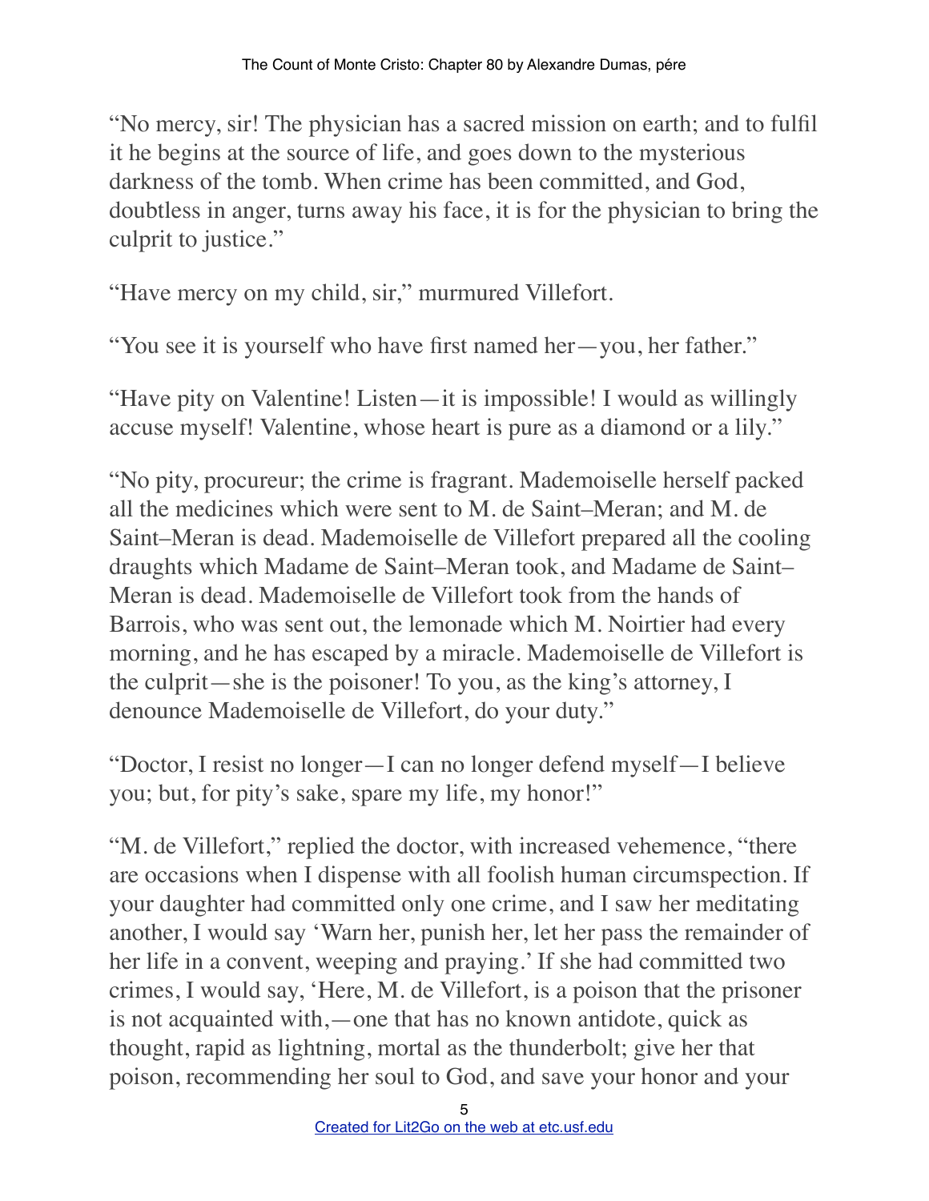"No mercy, sir! The physician has a sacred mission on earth; and to fulfil it he begins at the source of life, and goes down to the mysterious darkness of the tomb. When crime has been committed, and God, doubtless in anger, turns away his face, it is for the physician to bring the culprit to justice."

"Have mercy on my child, sir," murmured Villefort.

"You see it is yourself who have first named her—you, her father."

"Have pity on Valentine! Listen—it is impossible! I would as willingly accuse myself! Valentine, whose heart is pure as a diamond or a lily."

"No pity, procureur; the crime is fragrant. Mademoiselle herself packed all the medicines which were sent to M. de Saint–Meran; and M. de Saint–Meran is dead. Mademoiselle de Villefort prepared all the cooling draughts which Madame de Saint–Meran took, and Madame de Saint–Meran is dead. Mademoiselle de Villefort took from the hands of Barrois, who was sent out, the lemonade which M. Noirtier had every morning, and he has escaped by a miracle. Mademoiselle de Villefort is the culprit—she is the poisoner! To you, as the king's attorney, I denounce Mademoiselle de Villefort, do your duty."

"Doctor, I resist no longer—I can no longer defend myself—I believe you; but, for pity's sake, spare my life, my honor!"

"M. de Villefort," replied the doctor, with increased vehemence, "there are occasions when I dispense with all foolish human circumspection. If your daughter had committed only one crime, and I saw her meditating another, I would say 'Warn her, punish her, let her pass the remainder of her life in a convent, weeping and praying.' If she had committed two crimes, I would say, 'Here, M. de Villefort, is a poison that the prisoner is not acquainted with,—one that has no known antidote, quick as thought, rapid as lightning, mortal as the thunderbolt; give her that poison, recommending her soul to God, and save your honor and your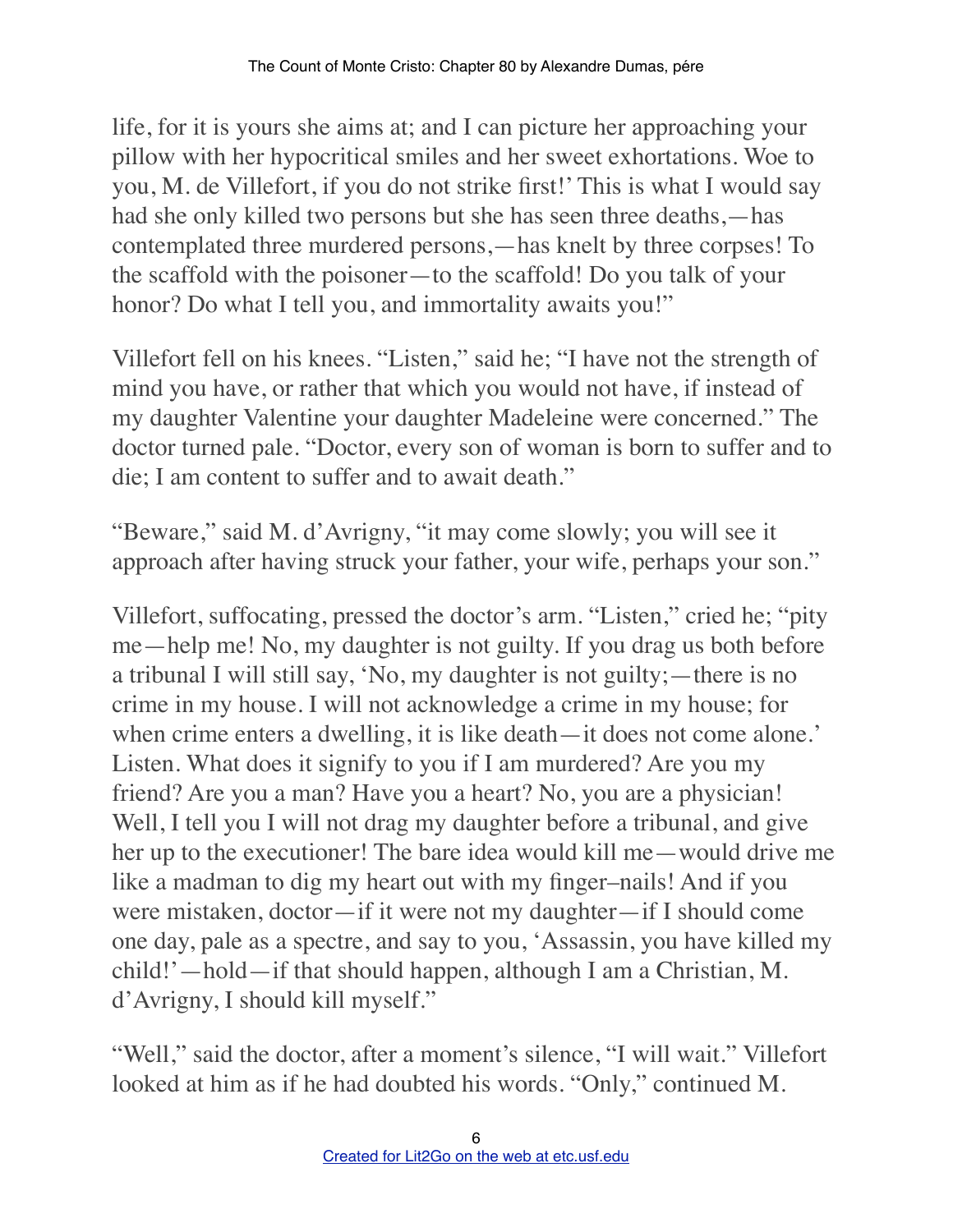life, for it is yours she aims at; and I can picture her approaching your pillow with her hypocritical smiles and her sweet exhortations. Woe to you, M. de Villefort, if you do not strike first!' This is what I would say had she only killed two persons but she has seen three deaths,—has contemplated three murdered persons,—has knelt by three corpses! To the scaffold with the poisoner—to the scaffold! Do you talk of your honor? Do what I tell you, and immortality awaits you!"

Villefort fell on his knees. "Listen," said he; "I have not the strength of mind you have, or rather that which you would not have, if instead of my daughter Valentine your daughter Madeleine were concerned." The doctor turned pale. "Doctor, every son of woman is born to suffer and to die; I am content to suffer and to await death."

"Beware," said M. d'Avrigny, "it may come slowly; you will see it approach after having struck your father, your wife, perhaps your son."

Villefort, suffocating, pressed the doctor's arm. "Listen," cried he; "pity me—help me! No, my daughter is not guilty. If you drag us both before a tribunal I will still say, 'No, my daughter is not guilty;—there is no crime in my house. I will not acknowledge a crime in my house; for when crime enters a dwelling, it is like death—it does not come alone.' Listen. What does it signify to you if I am murdered? Are you my friend? Are you a man? Have you a heart? No, you are a physician! Well, I tell you I will not drag my daughter before a tribunal, and give her up to the executioner! The bare idea would kill me—would drive me like a madman to dig my heart out with my finger–nails! And if you were mistaken, doctor—if it were not my daughter—if I should come one day, pale as a spectre, and say to you, 'Assassin, you have killed my child!'—hold—if that should happen, although I am a Christian, M. d'Avrigny, I should kill myself."

"Well," said the doctor, after a moment's silence, "I will wait." Villefort looked at him as if he had doubted his words. "Only," continued M.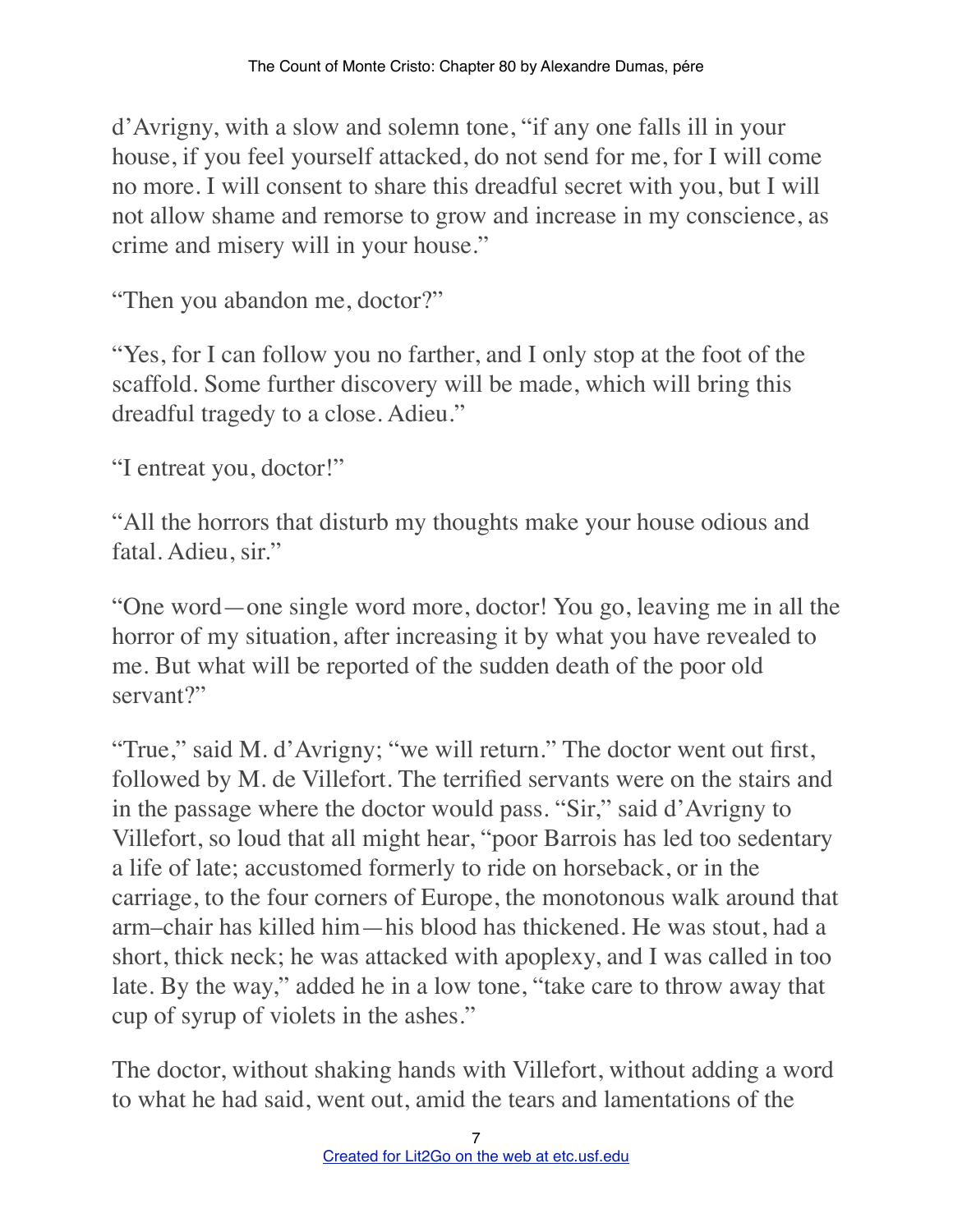d'Avrigny, with a slow and solemn tone, "if any one falls ill in your house, if you feel yourself attacked, do not send for me, for I will come no more. I will consent to share this dreadful secret with you, but I will not allow shame and remorse to grow and increase in my conscience, as crime and misery will in your house."

"Then you abandon me, doctor?"

"Yes, for I can follow you no farther, and I only stop at the foot of the scaffold. Some further discovery will be made, which will bring this dreadful tragedy to a close. Adieu."

"I entreat you, doctor!"

"All the horrors that disturb my thoughts make your house odious and fatal. Adieu, sir."

"One word—one single word more, doctor! You go, leaving me in all the horror of my situation, after increasing it by what you have revealed to me. But what will be reported of the sudden death of the poor old servant?"

"True," said M. d'Avrigny; "we will return." The doctor went out first, followed by M. de Villefort. The terrified servants were on the stairs and in the passage where the doctor would pass. "Sir," said d'Avrigny to Villefort, so loud that all might hear, "poor Barrois has led too sedentary a life of late; accustomed formerly to ride on horseback, or in the carriage, to the four corners of Europe, the monotonous walk around that arm–chair has killed him—his blood has thickened. He was stout, had a short, thick neck; he was attacked with apoplexy, and I was called in too late. By the way," added he in a low tone, "take care to throw away that cup of syrup of violets in the ashes."

The doctor, without shaking hands with Villefort, without adding a word to what he had said, went out, amid the tears and lamentations of the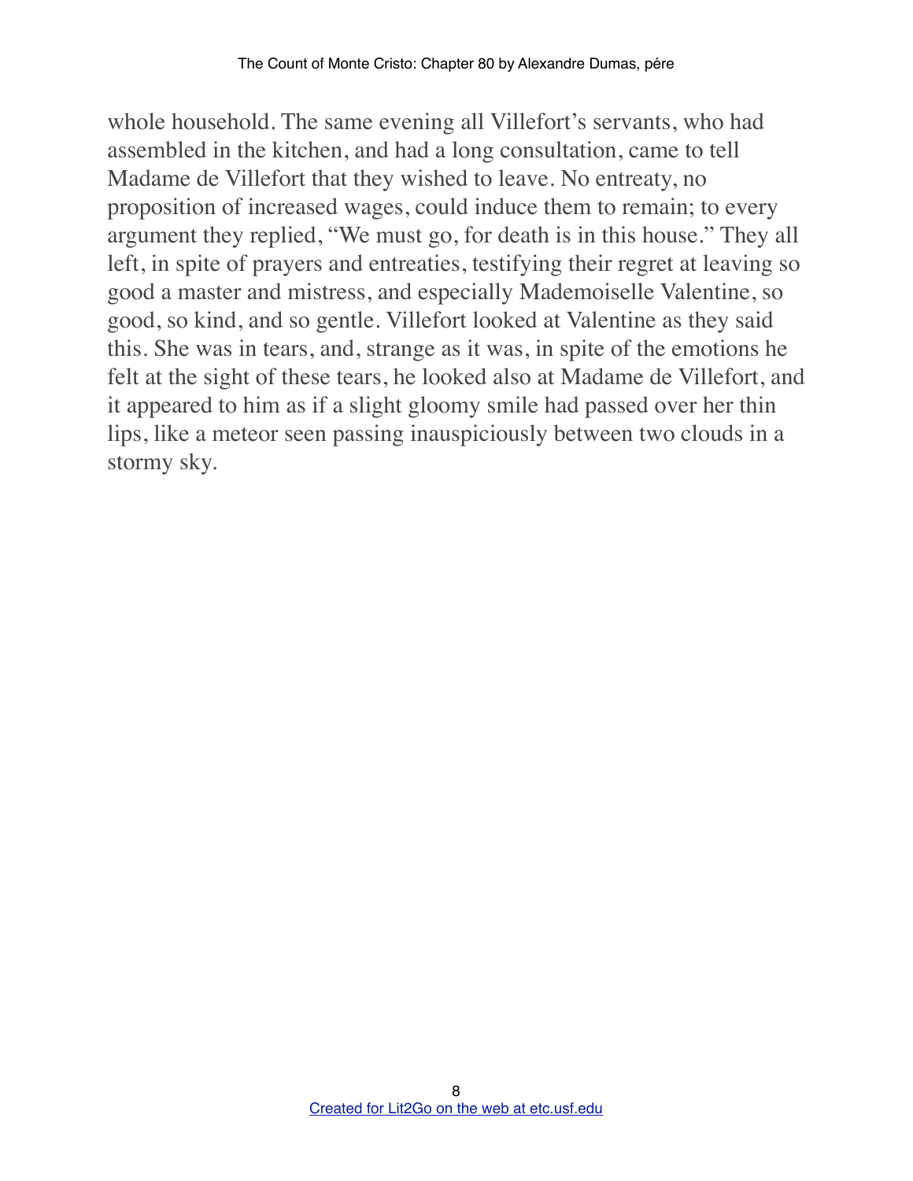whole household. The same evening all Villefort's servants, who had assembled in the kitchen, and had a long consultation, came to tell Madame de Villefort that they wished to leave. No entreaty, no proposition of increased wages, could induce them to remain; to every argument they replied, "We must go, for death is in this house." They all left, in spite of prayers and entreaties, testifying their regret at leaving so good a master and mistress, and especially Mademoiselle Valentine, so good, so kind, and so gentle. Villefort looked at Valentine as they said this. She was in tears, and, strange as it was, in spite of the emotions he felt at the sight of these tears, he looked also at Madame de Villefort, and it appeared to him as if a slight gloomy smile had passed over her thin lips, like a meteor seen passing inauspiciously between two clouds in a stormy sky.